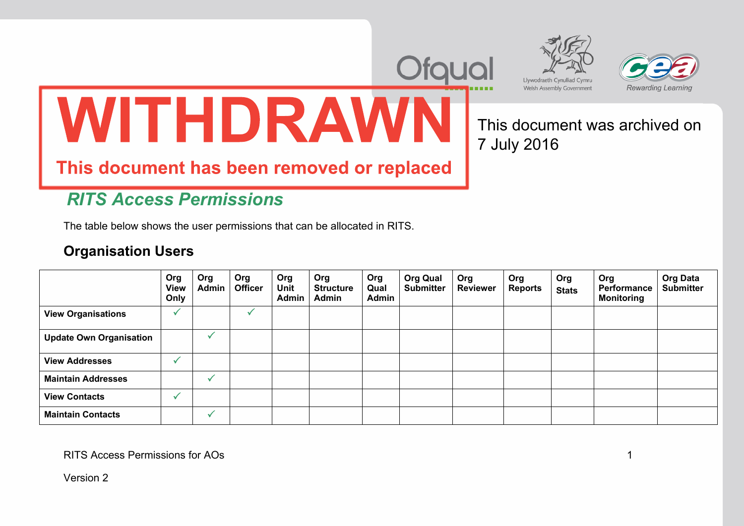WITHDRAWN

This document has been removed or replaced

This document was archived on 7 July 2016

## *RITS Access Permissions*

The table below shows the user permissions that can be allocated in RITS.

### Organisation Users

| | Org View Only | Org Admin | Org Officer | Org Unit Admin | Org Structure Admin | Org Qual Admin | Org Qual Submitter | Org Reviewer | Org Reports | Org Stats | Org Performance Monitoring | Org Data Submitter |
|---|---|---|---|---|---|---|---|---|---|---|---|---|
| **View Organisations** | ✓ | | ✓ | | | | | | | | | |
| **Update Own Organisation** | | ✓ | | | | | | | | | | |
| **View Addresses** | ✓ | | | | | | | | | | | |
| **Maintain Addresses** | | ✓ | | | | | | | | | | |
| **View Contacts** | ✓ | | | | | | | | | | | |
| **Maintain Contacts** | | ✓ | | | | | | | | | | |

RITS Access Permissions for AOs

Version 2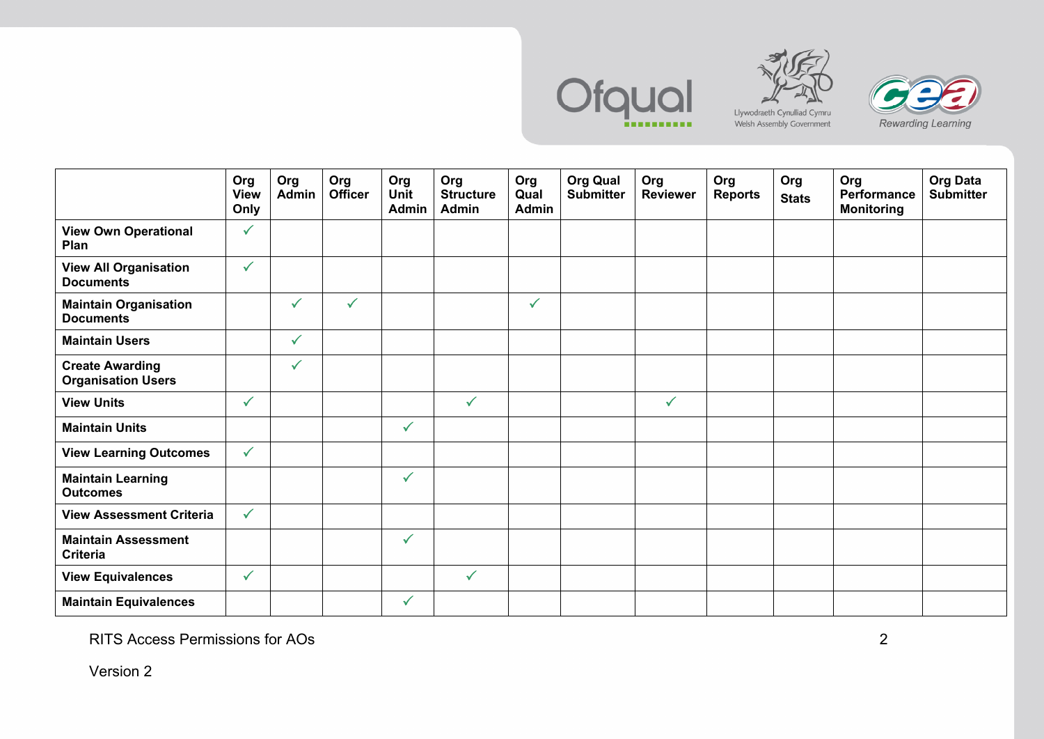| | Org View Only | Org Admin | Org Officer | Org Unit Admin | Org Structure Admin | Org Qual Admin | Org Qual Submitter | Org Reviewer | Org Reports | Org Stats | Org Performance Monitoring | Org Data Submitter |
|---|---|---|---|---|---|---|---|---|---|---|---|---|
| **View Own Operational Plan** | ✓ | | | | | | | | | | | |
| **View All Organisation Documents** | ✓ | | | | | | | | | | | |
| **Maintain Organisation Documents** | | ✓ | ✓ | | | ✓ | | | | | | |
| **Maintain Users** | | ✓ | | | | | | | | | | |
| **Create Awarding Organisation Users** | | ✓ | | | | | | | | | | |
| **View Units** | ✓ | | | | ✓ | | | ✓ | | | | |
| **Maintain Units** | | | | ✓ | | | | | | | | |
| **View Learning Outcomes** | ✓ | | | | | | | | | | | |
| **Maintain Learning Outcomes** | | | | ✓ | | | | | | | | |
| **View Assessment Criteria** | ✓ | | | | | | | | | | | |
| **Maintain Assessment Criteria** | | | | ✓ | | | | | | | | |
| **View Equivalences** | ✓ | | | | ✓ | | | | | | | |
| **Maintain Equivalences** | | | | ✓ | | | | | | | | |

RITS Access Permissions for AOs

Version 2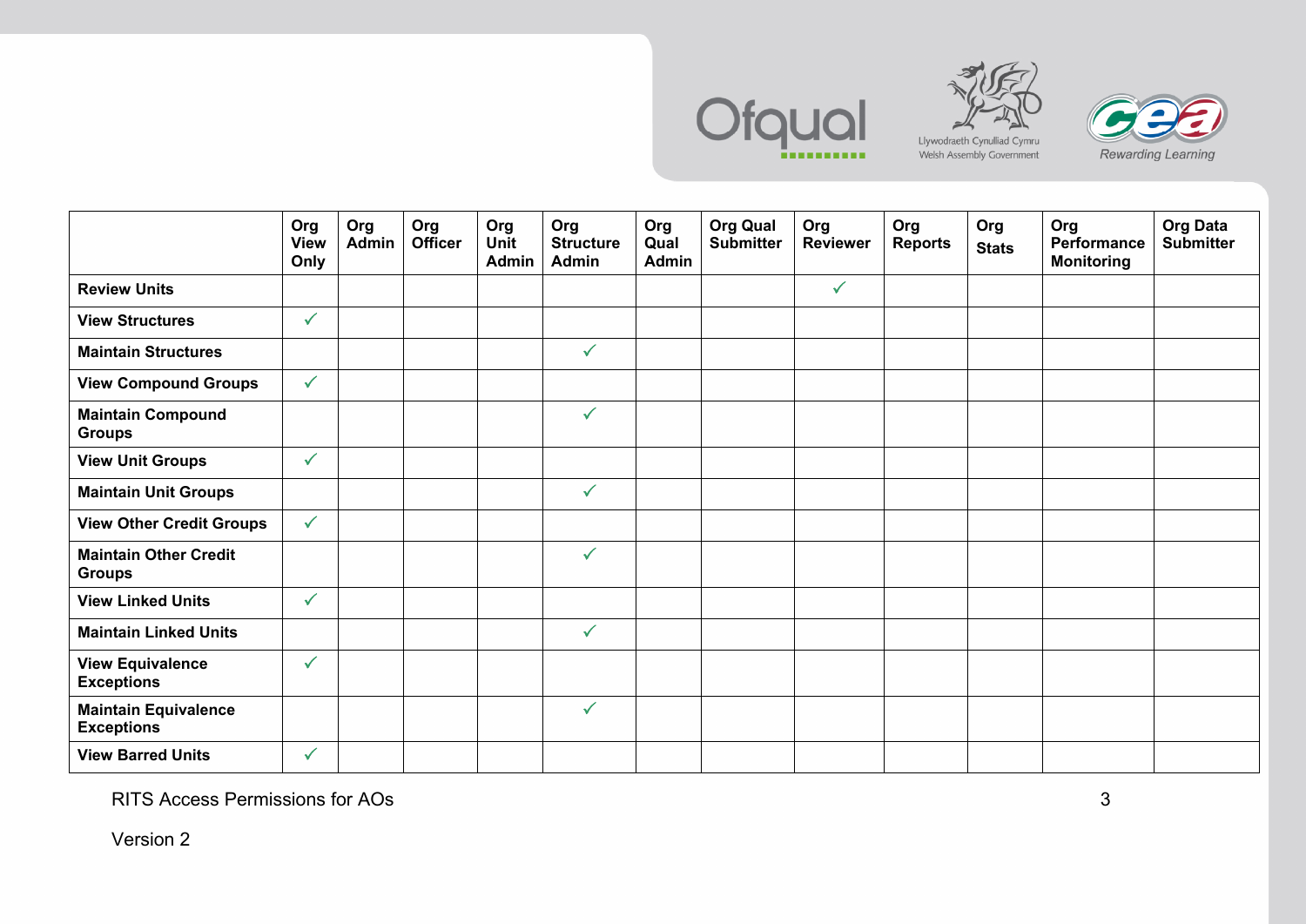| | Org View Only | Org Admin | Org Officer | Org Unit Admin | Org Structure Admin | Org Qual Admin | Org Qual Submitter | Org Reviewer | Org Reports | Org Stats | Org Performance Monitoring | Org Data Submitter |
|---|---|---|---|---|---|---|---|---|---|---|---|---|
| **Review Units** | | | | | | | | ✓ | | | | |
| **View Structures** | ✓ | | | | | | | | | | | |
| **Maintain Structures** | | | | | ✓ | | | | | | | |
| **View Compound Groups** | ✓ | | | | | | | | | | | |
| **Maintain Compound Groups** | | | | | ✓ | | | | | | | |
| **View Unit Groups** | ✓ | | | | | | | | | | | |
| **Maintain Unit Groups** | | | | | ✓ | | | | | | | |
| **View Other Credit Groups** | ✓ | | | | | | | | | | | |
| **Maintain Other Credit Groups** | | | | | ✓ | | | | | | | |
| **View Linked Units** | ✓ | | | | | | | | | | | |
| **Maintain Linked Units** | | | | | ✓ | | | | | | | |
| **View Equivalence Exceptions** | ✓ | | | | | | | | | | | |
| **Maintain Equivalence Exceptions** | | | | | ✓ | | | | | | | |
| **View Barred Units** | ✓ | | | | | | | | | | | |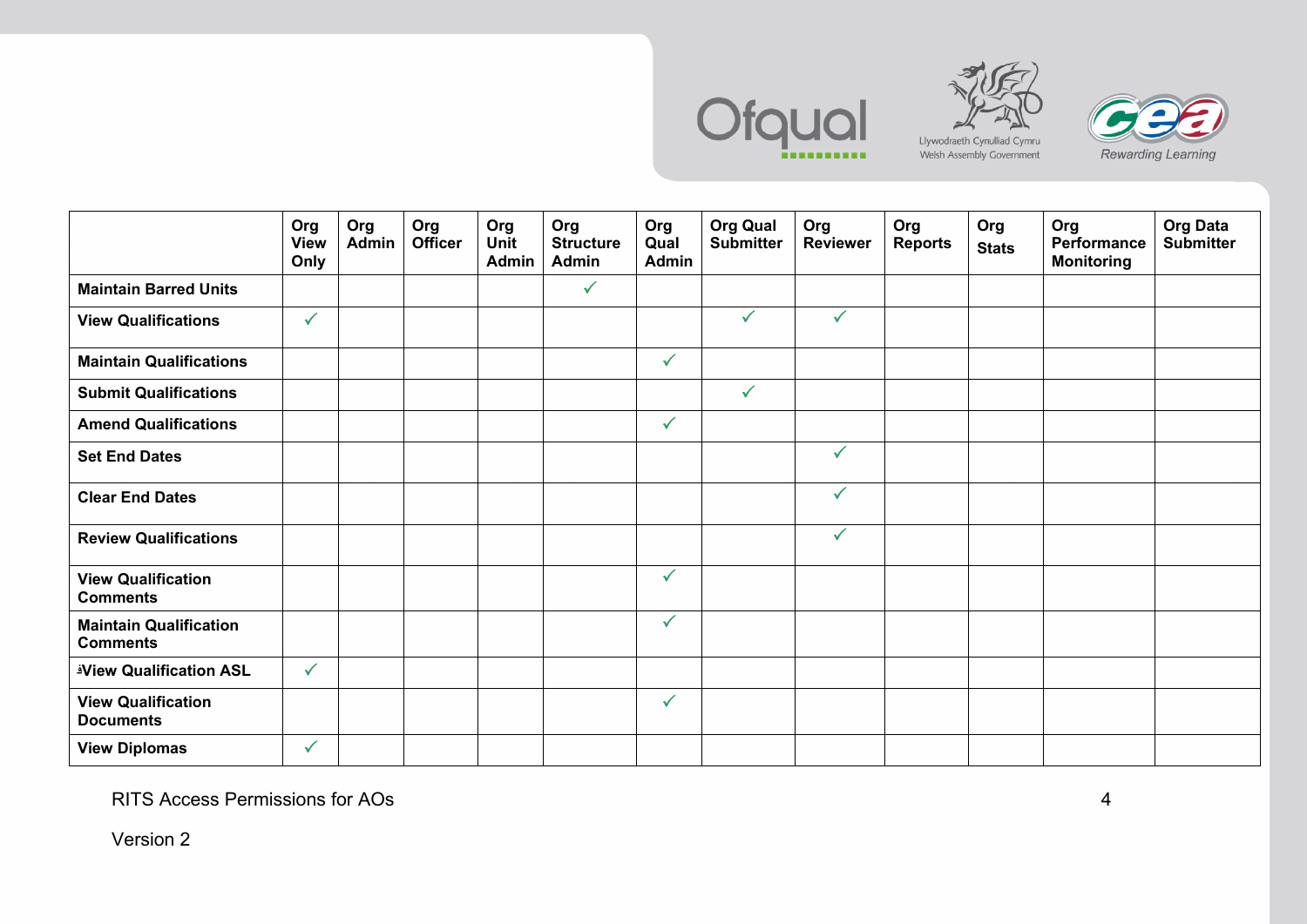| | Org View Only | Org Admin | Org Officer | Org Unit Admin | Org Structure Admin | Org Qual Admin | Org Qual Submitter | Org Reviewer | Org Reports | Org Stats | Org Performance Monitoring | Org Data Submitter |
|---|---|---|---|---|---|---|---|---|---|---|---|---|
| **Maintain Barred Units** | | | | | ✓ | | | | | | | |
| **View Qualifications** | ✓ | | | | | | ✓ | ✓ | | | | |
| **Maintain Qualifications** | | | | | | ✓ | | | | | | |
| **Submit Qualifications** | | | | | | | ✓ | | | | | |
| **Amend Qualifications** | | | | | | ✓ | | | | | | |
| **Set End Dates** | | | | | | | | ✓ | | | | |
| **Clear End Dates** | | | | | | | | ✓ | | | | |
| **Review Qualifications** | | | | | | | | ✓ | | | | |
| **View Qualification Comments** | | | | | | ✓ | | | | | | |
| **Maintain Qualification Comments** | | | | | | ✓ | | | | | | |
| **View Qualification ASL** | ✓ | | | | | | | | | | | |
| **View Qualification Documents** | | | | | | ✓ | | | | | | |
| **View Diplomas** | ✓ | | | | | | | | | | | |

RITS Access Permissions for AOs

Version 2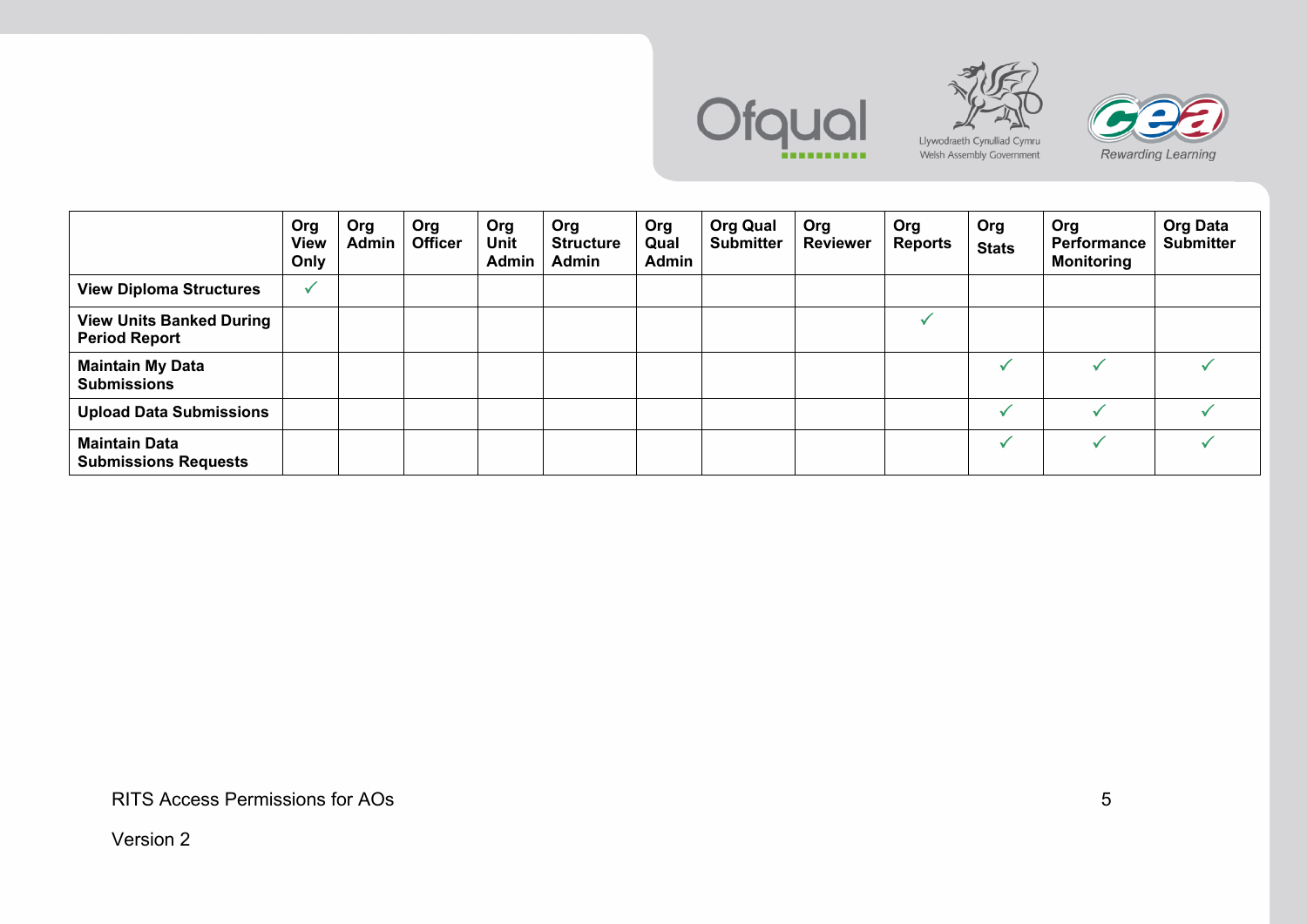| | Org View Only | Org Admin | Org Officer | Org Unit Admin | Org Structure Admin | Org Qual Admin | Org Qual Submitter | Org Reviewer | Org Reports | Org Stats | Org Performance Monitoring | Org Data Submitter |
|---|---|---|---|---|---|---|---|---|---|---|---|---|
| **View Diploma Structures** | ✓ | | | | | | | | | | | |
| **View Units Banked During Period Report** | | | | | | | | | ✓ | | | |
| **Maintain My Data Submissions** | | | | | | | | | | ✓ | ✓ | ✓ |
| **Upload Data Submissions** | | | | | | | | | | ✓ | ✓ | ✓ |
| **Maintain Data Submissions Requests** | | | | | | | | | | ✓ | ✓ | ✓ |